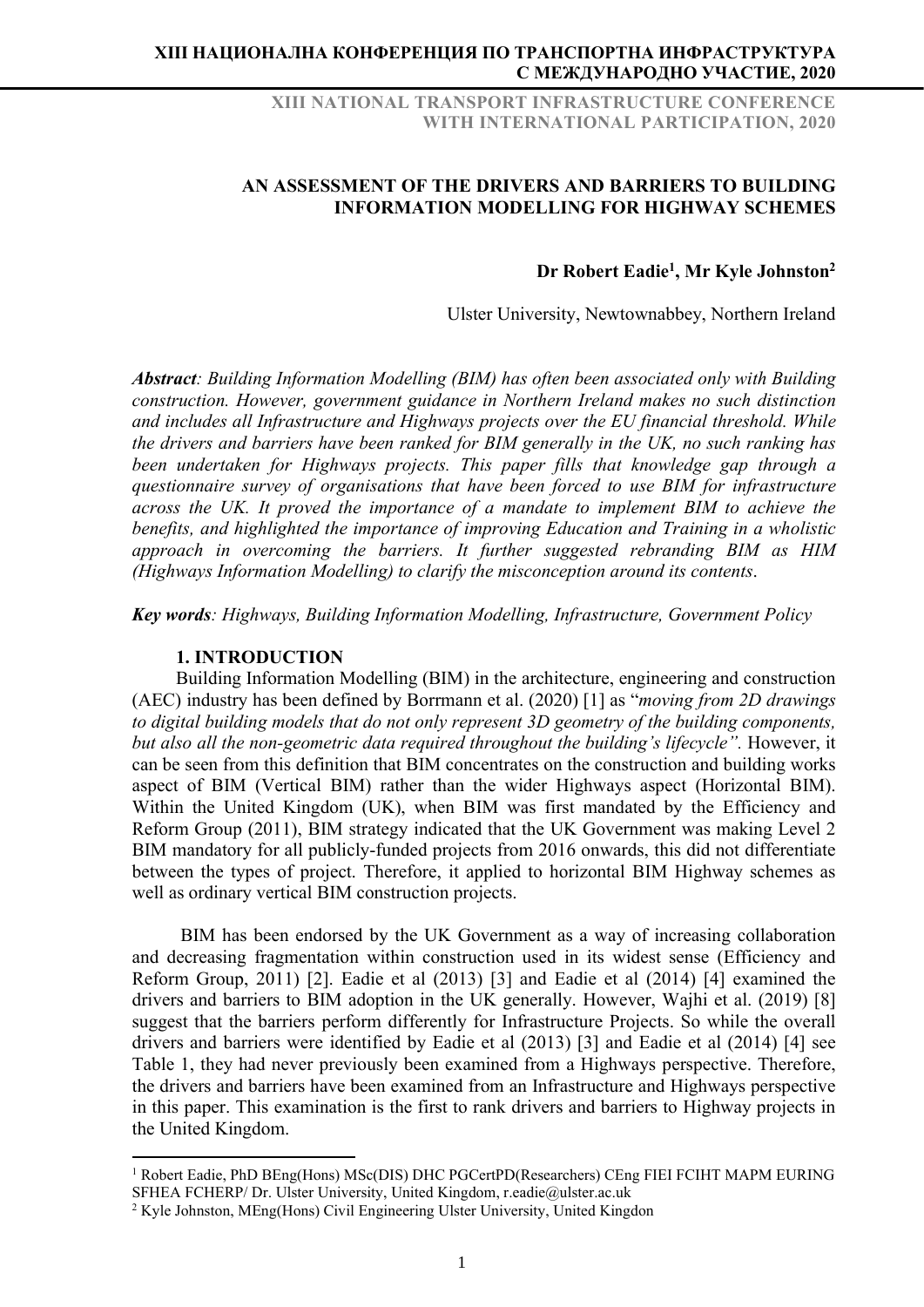# AN ASSESSMENT OF THE DRIVERS AND BARRIERS TO BUILDING INFORMATION MODELLING FOR HIGHWAY SCHEMES

**Dr Robert Eadie[1], Mr Kyle Johnston[2]**

Ulster University, Newtownabbey, Northern Ireland

***Abstract**: Building Information Modelling (BIM) has often been associated only with Building construction. However, government guidance in Northern Ireland makes no such distinction and includes all Infrastructure and Highways projects over the EU financial threshold. While the drivers and barriers have been ranked for BIM generally in the UK, no such ranking has been undertaken for Highways projects. This paper fills that knowledge gap through a questionnaire survey of organisations that have been forced to use BIM for infrastructure across the UK. It proved the importance of a mandate to implement BIM to achieve the benefits, and highlighted the importance of improving Education and Training in a wholistic approach in overcoming the barriers. It further suggested rebranding BIM as HIM (Highways Information Modelling) to clarify the misconception around its contents*.

***Key words**: Highways, Building Information Modelling, Infrastructure, Government Policy*

## 1. INTRODUCTION

Building Information Modelling (BIM) in the architecture, engineering and construction (AEC) industry has been defined by Borrmann et al. (2020) [1] as "*moving from 2D drawings to digital building models that do not only represent 3D geometry of the building components, but also all the non-geometric data required throughout the building's lifecycle".* However, it can be seen from this definition that BIM concentrates on the construction and building works aspect of BIM (Vertical BIM) rather than the wider Highways aspect (Horizontal BIM). Within the United Kingdom (UK), when BIM was first mandated by the Efficiency and Reform Group (2011), BIM strategy indicated that the UK Government was making Level 2 BIM mandatory for all publicly-funded projects from 2016 onwards, this did not differentiate between the types of project. Therefore, it applied to horizontal BIM Highway schemes as well as ordinary vertical BIM construction projects.

BIM has been endorsed by the UK Government as a way of increasing collaboration and decreasing fragmentation within construction used in its widest sense (Efficiency and Reform Group, 2011) [2]. Eadie et al (2013) [3] and Eadie et al (2014) [4] examined the drivers and barriers to BIM adoption in the UK generally. However, Wajhi et al. (2019) [8] suggest that the barriers perform differently for Infrastructure Projects. So while the overall drivers and barriers were identified by Eadie et al (2013) [3] and Eadie et al (2014) [4] see Table 1, they had never previously been examined from a Highways perspective. Therefore, the drivers and barriers have been examined from an Infrastructure and Highways perspective in this paper. This examination is the first to rank drivers and barriers to Highway projects in the United Kingdom.

---

[1] Robert Eadie, PhD BEng(Hons) MSc(DIS) DHC PGCertPD(Researchers) CEng FIEI FCIHT MAPM EURING SFHEA FCHERP/ Dr. Ulster University, United Kingdom, r.eadie@ulster.ac.uk

[2] Kyle Johnston, MEng(Hons) Civil Engineering Ulster University, United Kingdon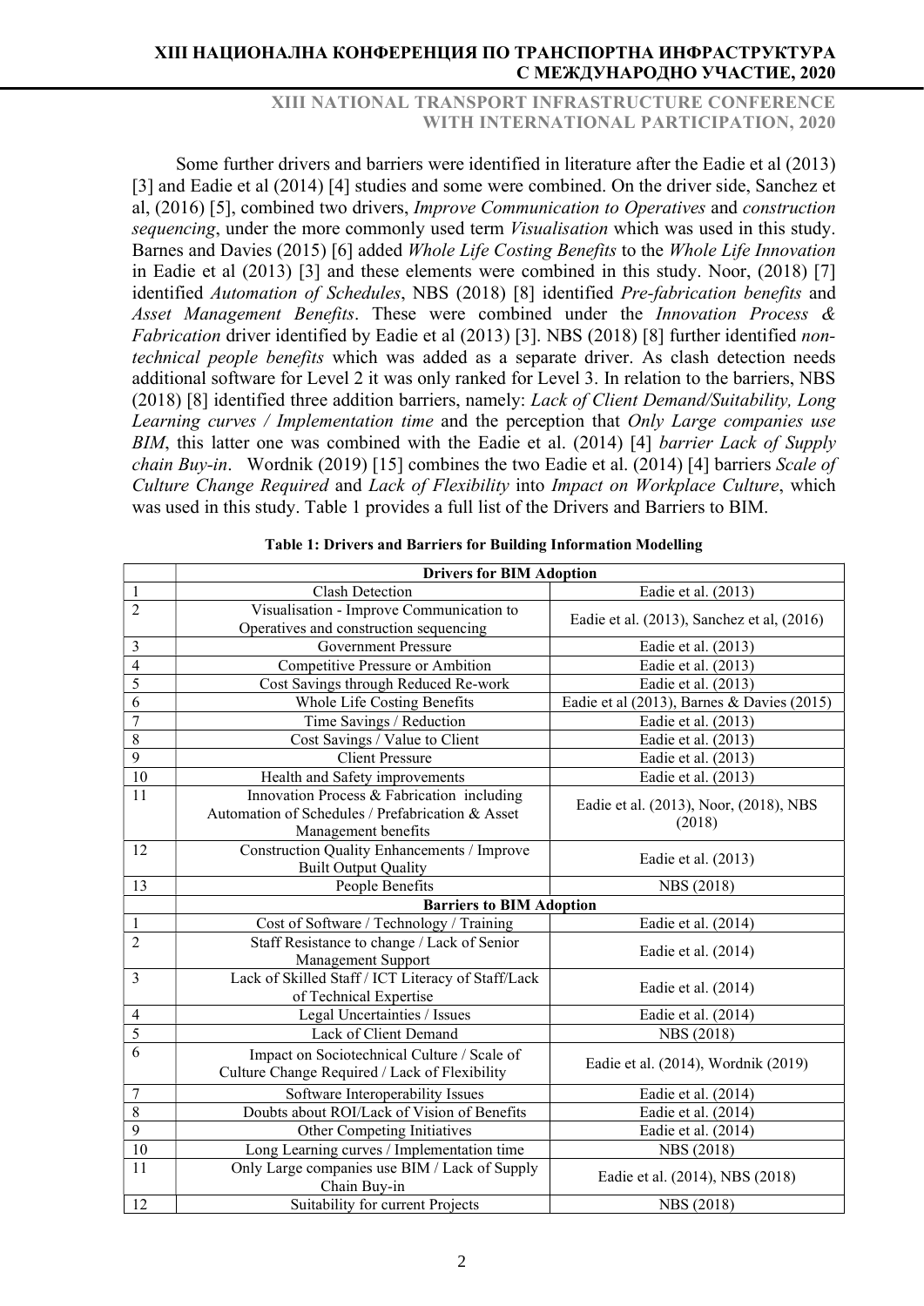Some further drivers and barriers were identified in literature after the Eadie et al (2013) [3] and Eadie et al (2014) [4] studies and some were combined. On the driver side, Sanchez et al, (2016) [5], combined two drivers, *Improve Communication to Operatives* and *construction sequencing*, under the more commonly used term *Visualisation* which was used in this study. Barnes and Davies (2015) [6] added *Whole Life Costing Benefits* to the *Whole Life Innovation* in Eadie et al (2013) [3] and these elements were combined in this study. Noor, (2018) [7] identified *Automation of Schedules*, NBS (2018) [8] identified *Pre-fabrication benefits* and *Asset Management Benefits*. These were combined under the *Innovation Process & Fabrication* driver identified by Eadie et al (2013) [3]. NBS (2018) [8] further identified *non-technical people benefits* which was added as a separate driver. As clash detection needs additional software for Level 2 it was only ranked for Level 3. In relation to the barriers, NBS (2018) [8] identified three addition barriers, namely: *Lack of Client Demand/Suitability, Long Learning curves / Implementation time* and the perception that *Only Large companies use BIM*, this latter one was combined with the Eadie et al. (2014) [4] *barrier Lack of Supply chain Buy-in*. Wordnik (2019) [15] combines the two Eadie et al. (2014) [4] barriers *Scale of Culture Change Required* and *Lack of Flexibility* into *Impact on Workplace Culture*, which was used in this study. Table 1 provides a full list of the Drivers and Barriers to BIM.

**Table 1: Drivers and Barriers for Building Information Modelling**

| | **Drivers for BIM Adoption** | |
|---|---|---|
| 1 | Clash Detection | Eadie et al. (2013) |
| 2 | Visualisation - Improve Communication to Operatives and construction sequencing | Eadie et al. (2013), Sanchez et al, (2016) |
| 3 | Government Pressure | Eadie et al. (2013) |
| 4 | Competitive Pressure or Ambition | Eadie et al. (2013) |
| 5 | Cost Savings through Reduced Re-work | Eadie et al. (2013) |
| 6 | Whole Life Costing Benefits | Eadie et al (2013), Barnes & Davies (2015) |
| 7 | Time Savings / Reduction | Eadie et al. (2013) |
| 8 | Cost Savings / Value to Client | Eadie et al. (2013) |
| 9 | Client Pressure | Eadie et al. (2013) |
| 10 | Health and Safety improvements | Eadie et al. (2013) |
| 11 | Innovation Process & Fabrication including Automation of Schedules / Prefabrication & Asset Management benefits | Eadie et al. (2013), Noor, (2018), NBS (2018) |
| 12 | Construction Quality Enhancements / Improve Built Output Quality | Eadie et al. (2013) |
| 13 | People Benefits | NBS (2018) |
| | **Barriers to BIM Adoption** | |
| 1 | Cost of Software / Technology / Training | Eadie et al. (2014) |
| 2 | Staff Resistance to change / Lack of Senior Management Support | Eadie et al. (2014) |
| 3 | Lack of Skilled Staff / ICT Literacy of Staff/Lack of Technical Expertise | Eadie et al. (2014) |
| 4 | Legal Uncertainties / Issues | Eadie et al. (2014) |
| 5 | Lack of Client Demand | NBS (2018) |
| 6 | Impact on Sociotechnical Culture / Scale of Culture Change Required / Lack of Flexibility | Eadie et al. (2014), Wordnik (2019) |
| 7 | Software Interoperability Issues | Eadie et al. (2014) |
| 8 | Doubts about ROI/Lack of Vision of Benefits | Eadie et al. (2014) |
| 9 | Other Competing Initiatives | Eadie et al. (2014) |
| 10 | Long Learning curves / Implementation time | NBS (2018) |
| 11 | Only Large companies use BIM / Lack of Supply Chain Buy-in | Eadie et al. (2014), NBS (2018) |
| 12 | Suitability for current Projects | NBS (2018) |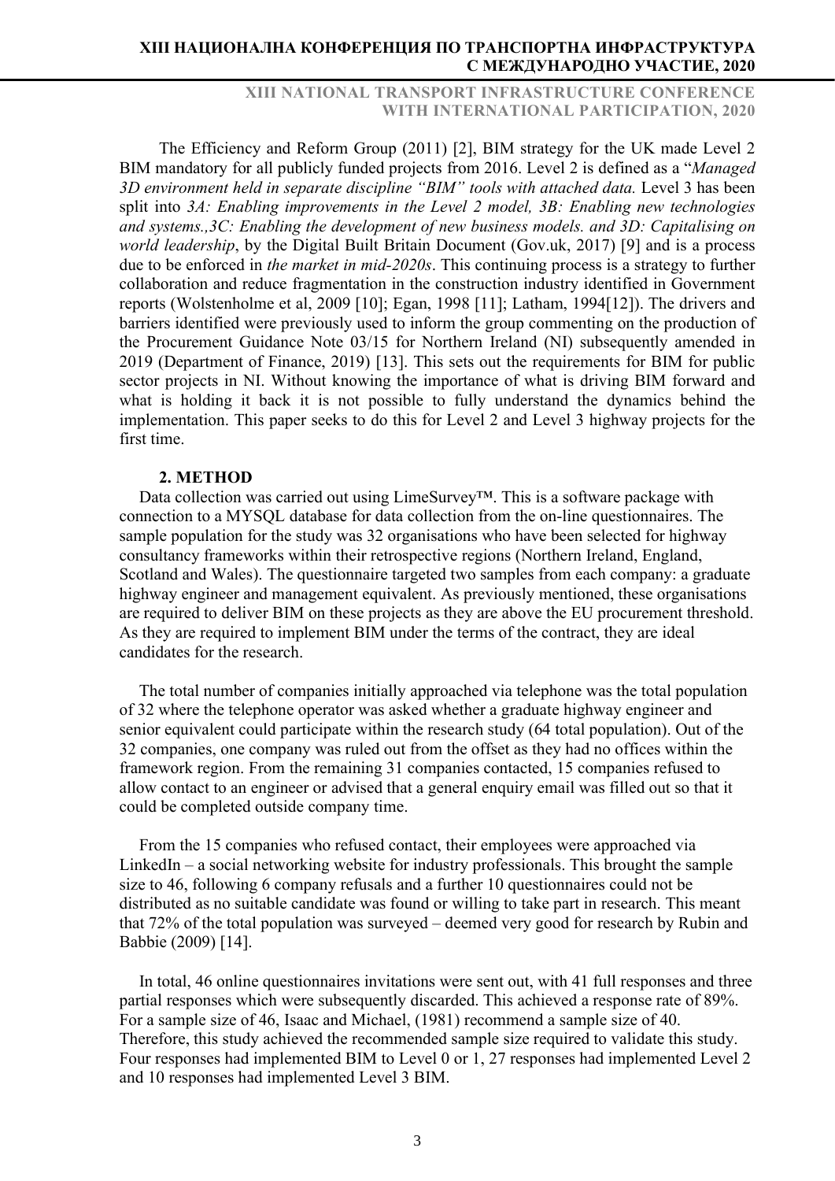The Efficiency and Reform Group (2011) [2], BIM strategy for the UK made Level 2 BIM mandatory for all publicly funded projects from 2016. Level 2 is defined as a "*Managed 3D environment held in separate discipline "BIM" tools with attached data.* Level 3 has been split into *3A: Enabling improvements in the Level 2 model, 3B: Enabling new technologies and systems.,3C: Enabling the development of new business models. and 3D: Capitalising on world leadership*, by the Digital Built Britain Document (Gov.uk, 2017) [9] and is a process due to be enforced in *the market in mid-2020s*. This continuing process is a strategy to further collaboration and reduce fragmentation in the construction industry identified in Government reports (Wolstenholme et al, 2009 [10]; Egan, 1998 [11]; Latham, 1994[12]). The drivers and barriers identified were previously used to inform the group commenting on the production of the Procurement Guidance Note 03/15 for Northern Ireland (NI) subsequently amended in 2019 (Department of Finance, 2019) [13]. This sets out the requirements for BIM for public sector projects in NI. Without knowing the importance of what is driving BIM forward and what is holding it back it is not possible to fully understand the dynamics behind the implementation. This paper seeks to do this for Level 2 and Level 3 highway projects for the first time.

## 2. METHOD

Data collection was carried out using LimeSurvey™. This is a software package with connection to a MYSQL database for data collection from the on-line questionnaires. The sample population for the study was 32 organisations who have been selected for highway consultancy frameworks within their retrospective regions (Northern Ireland, England, Scotland and Wales). The questionnaire targeted two samples from each company: a graduate highway engineer and management equivalent. As previously mentioned, these organisations are required to deliver BIM on these projects as they are above the EU procurement threshold. As they are required to implement BIM under the terms of the contract, they are ideal candidates for the research.

The total number of companies initially approached via telephone was the total population of 32 where the telephone operator was asked whether a graduate highway engineer and senior equivalent could participate within the research study (64 total population). Out of the 32 companies, one company was ruled out from the offset as they had no offices within the framework region. From the remaining 31 companies contacted, 15 companies refused to allow contact to an engineer or advised that a general enquiry email was filled out so that it could be completed outside company time.

From the 15 companies who refused contact, their employees were approached via LinkedIn – a social networking website for industry professionals. This brought the sample size to 46, following 6 company refusals and a further 10 questionnaires could not be distributed as no suitable candidate was found or willing to take part in research. This meant that 72% of the total population was surveyed – deemed very good for research by Rubin and Babbie (2009) [14].

In total, 46 online questionnaires invitations were sent out, with 41 full responses and three partial responses which were subsequently discarded. This achieved a response rate of 89%. For a sample size of 46, Isaac and Michael, (1981) recommend a sample size of 40. Therefore, this study achieved the recommended sample size required to validate this study. Four responses had implemented BIM to Level 0 or 1, 27 responses had implemented Level 2 and 10 responses had implemented Level 3 BIM.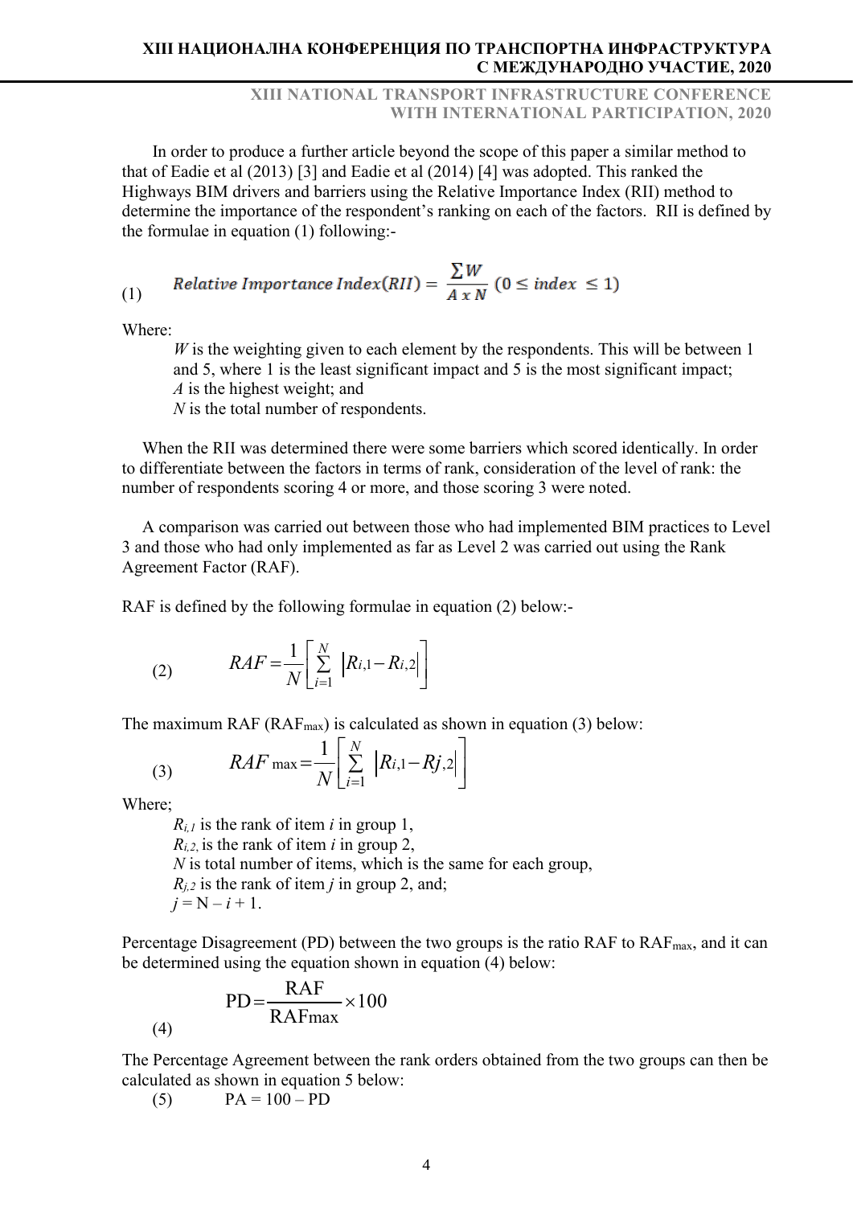In order to produce a further article beyond the scope of this paper a similar method to that of Eadie et al (2013) [3] and Eadie et al (2014) [4] was adopted. This ranked the Highways BIM drivers and barriers using the Relative Importance Index (RII) method to determine the importance of the respondent's ranking on each of the factors. RII is defined by the formulae in equation (1) following:-

$$\text{(1)} \quad Relative\ Importance\ Index(RII) = \frac{\sum W}{A \times N}\ (0 \leq index\ \leq 1)$$

Where:

*W* is the weighting given to each element by the respondents. This will be between 1 and 5, where 1 is the least significant impact and 5 is the most significant impact;
*A* is the highest weight; and
*N* is the total number of respondents.

When the RII was determined there were some barriers which scored identically. In order to differentiate between the factors in terms of rank, consideration of the level of rank: the number of respondents scoring 4 or more, and those scoring 3 were noted.

A comparison was carried out between those who had implemented BIM practices to Level 3 and those who had only implemented as far as Level 2 was carried out using the Rank Agreement Factor (RAF).

RAF is defined by the following formulae in equation (2) below:-

$$\text{(2)} \quad RAF = \frac{1}{N}\left[\sum_{i=1}^{N} \left|R_{i,1} - R_{i,2}\right|\right]$$

The maximum RAF ($RAF_{max}$) is calculated as shown in equation (3) below:

$$\text{(3)} \quad RAF_{\max} = \frac{1}{N}\left[\sum_{i=1}^{N} \left|R_{i,1} - R_{j,2}\right|\right]$$

Where;

$R_{i,1}$ is the rank of item *i* in group 1,
$R_{i,2}$ is the rank of item *i* in group 2,
*N* is total number of items, which is the same for each group,
$R_{j,2}$ is the rank of item *j* in group 2, and;
$j = N - i + 1$.

Percentage Disagreement (PD) between the two groups is the ratio RAF to $RAF_{max}$, and it can be determined using the equation shown in equation (4) below:

$$\text{(4)} \quad PD = \frac{RAF}{RAF_{max}} \times 100$$

The Percentage Agreement between the rank orders obtained from the two groups can then be calculated as shown in equation 5 below:

$$\text{(5)} \quad PA = 100 - PD$$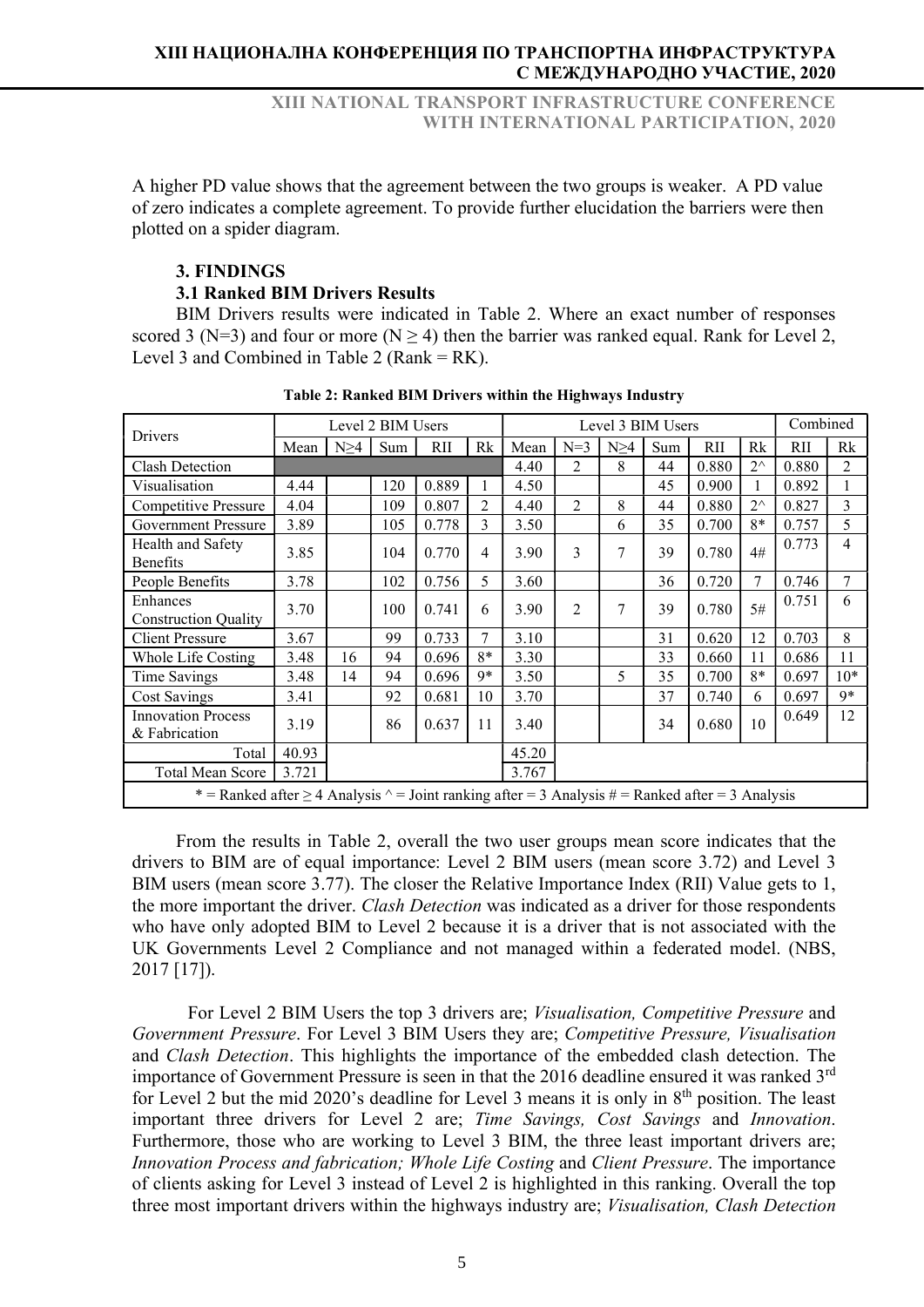A higher PD value shows that the agreement between the two groups is weaker. A PD value of zero indicates a complete agreement. To provide further elucidation the barriers were then plotted on a spider diagram.

## 3. FINDINGS

### 3.1 Ranked BIM Drivers Results

BIM Drivers results were indicated in Table 2. Where an exact number of responses scored 3 (N=3) and four or more (N ≥ 4) then the barrier was ranked equal. Rank for Level 2, Level 3 and Combined in Table 2 (Rank = RK).

**Table 2: Ranked BIM Drivers within the Highways Industry**

| Drivers | Level 2 BIM Users | | | | | Level 3 BIM Users | | | | | | Combined | |
|---|---|---|---|---|---|---|---|---|---|---|---|---|---|
| | Mean | N≥4 | Sum | RII | Rk | Mean | N=3 | N≥4 | Sum | RII | Rk | RII | Rk |
| Clash Detection | | | | | | 4.40 | 2 | 8 | 44 | 0.880 | 2^ | 0.880 | 2 |
| Visualisation | 4.44 | | 120 | 0.889 | 1 | 4.50 | | | 45 | 0.900 | 1 | 0.892 | 1 |
| Competitive Pressure | 4.04 | | 109 | 0.807 | 2 | 4.40 | 2 | 8 | 44 | 0.880 | 2^ | 0.827 | 3 |
| Government Pressure | 3.89 | | 105 | 0.778 | 3 | 3.50 | | 6 | 35 | 0.700 | 8* | 0.757 | 5 |
| Health and Safety Benefits | 3.85 | | 104 | 0.770 | 4 | 3.90 | 3 | 7 | 39 | 0.780 | 4# | 0.773 | 4 |
| People Benefits | 3.78 | | 102 | 0.756 | 5 | 3.60 | | | 36 | 0.720 | 7 | 0.746 | 7 |
| Enhances Construction Quality | 3.70 | | 100 | 0.741 | 6 | 3.90 | 2 | 7 | 39 | 0.780 | 5# | 0.751 | 6 |
| Client Pressure | 3.67 | | 99 | 0.733 | 7 | 3.10 | | | 31 | 0.620 | 12 | 0.703 | 8 |
| Whole Life Costing | 3.48 | 16 | 94 | 0.696 | 8* | 3.30 | | | 33 | 0.660 | 11 | 0.686 | 11 |
| Time Savings | 3.48 | 14 | 94 | 0.696 | 9* | 3.50 | | 5 | 35 | 0.700 | 8* | 0.697 | 10* |
| Cost Savings | 3.41 | | 92 | 0.681 | 10 | 3.70 | | | 37 | 0.740 | 6 | 0.697 | 9* |
| Innovation Process & Fabrication | 3.19 | | 86 | 0.637 | 11 | 3.40 | | | 34 | 0.680 | 10 | 0.649 | 12 |
| Total | 40.93 | | | | | 45.20 | | | | | | | |
| Total Mean Score | 3.721 | | | | | 3.767 | | | | | | | |
| * = Ranked after ≥ 4 Analysis ^ = Joint ranking after = 3 Analysis # = Ranked after = 3 Analysis | | | | | | | | | | | | | |

From the results in Table 2, overall the two user groups mean score indicates that the drivers to BIM are of equal importance: Level 2 BIM users (mean score 3.72) and Level 3 BIM users (mean score 3.77). The closer the Relative Importance Index (RII) Value gets to 1, the more important the driver. *Clash Detection* was indicated as a driver for those respondents who have only adopted BIM to Level 2 because it is a driver that is not associated with the UK Governments Level 2 Compliance and not managed within a federated model. (NBS, 2017 [17]).

For Level 2 BIM Users the top 3 drivers are; *Visualisation, Competitive Pressure* and *Government Pressure*. For Level 3 BIM Users they are; *Competitive Pressure, Visualisation* and *Clash Detection*. This highlights the importance of the embedded clash detection. The importance of Government Pressure is seen in that the 2016 deadline ensured it was ranked 3rd for Level 2 but the mid 2020's deadline for Level 3 means it is only in 8th position. The least important three drivers for Level 2 are; *Time Savings, Cost Savings* and *Innovation*. Furthermore, those who are working to Level 3 BIM, the three least important drivers are; *Innovation Process and fabrication; Whole Life Costing* and *Client Pressure*. The importance of clients asking for Level 3 instead of Level 2 is highlighted in this ranking. Overall the top three most important drivers within the highways industry are; *Visualisation, Clash Detection*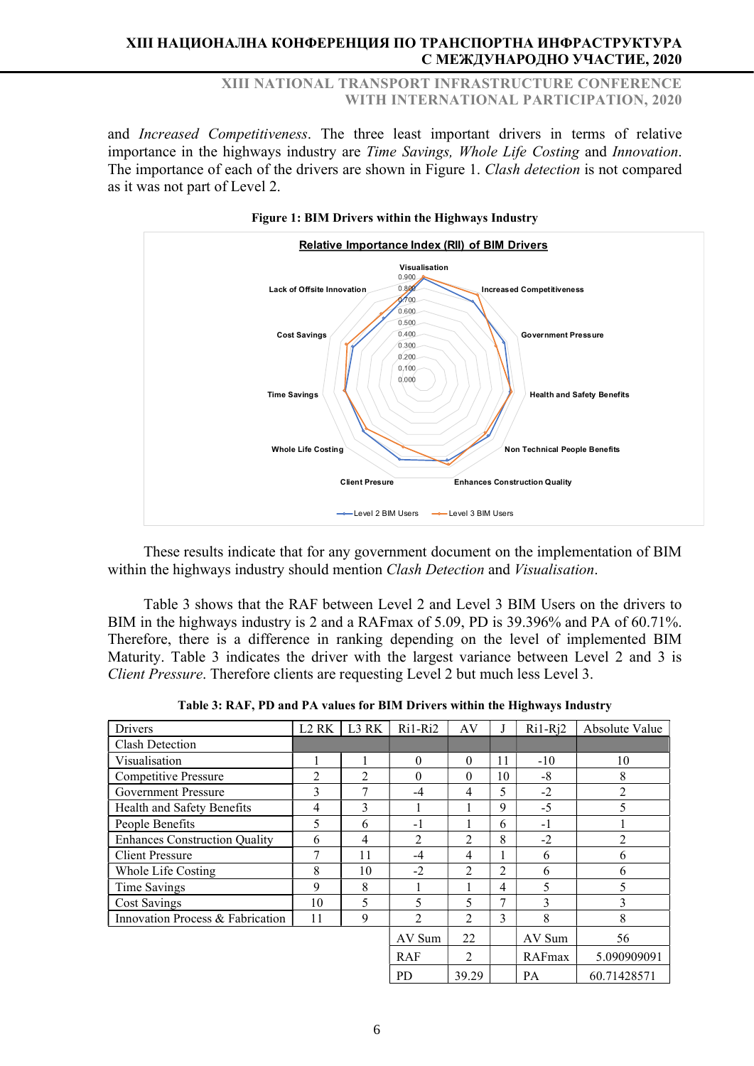and *Increased Competitiveness*. The three least important drivers in terms of relative importance in the highways industry are *Time Savings, Whole Life Costing* and *Innovation*. The importance of each of the drivers are shown in Figure 1. *Clash detection* is not compared as it was not part of Level 2.

**Figure 1: BIM Drivers within the Highways Industry**

These results indicate that for any government document on the implementation of BIM within the highways industry should mention *Clash Detection* and *Visualisation*.

Table 3 shows that the RAF between Level 2 and Level 3 BIM Users on the drivers to BIM in the highways industry is 2 and a RAFmax of 5.09, PD is 39.396% and PA of 60.71%. Therefore, there is a difference in ranking depending on the level of implemented BIM Maturity. Table 3 indicates the driver with the largest variance between Level 2 and 3 is *Client Pressure*. Therefore clients are requesting Level 2 but much less Level 3.

**Table 3: RAF, PD and PA values for BIM Drivers within the Highways Industry**

| Drivers | L2 RK | L3 RK | Ri1-Ri2 | AV | J | Ri1-Rj2 | Absolute Value |
|---|---|---|---|---|---|---|---|
| Clash Detection | | | | | | | |
| Visualisation | 1 | 1 | 0 | 0 | 11 | -10 | 10 |
| Competitive Pressure | 2 | 2 | 0 | 0 | 10 | -8 | 8 |
| Government Pressure | 3 | 7 | -4 | 4 | 5 | -2 | 2 |
| Health and Safety Benefits | 4 | 3 | 1 | 1 | 9 | -5 | 5 |
| People Benefits | 5 | 6 | -1 | 1 | 6 | -1 | 1 |
| Enhances Construction Quality | 6 | 4 | 2 | 2 | 8 | -2 | 2 |
| Client Pressure | 7 | 11 | -4 | 4 | 1 | 6 | 6 |
| Whole Life Costing | 8 | 10 | -2 | 2 | 2 | 6 | 6 |
| Time Savings | 9 | 8 | 1 | 1 | 4 | 5 | 5 |
| Cost Savings | 10 | 5 | 5 | 5 | 7 | 3 | 3 |
| Innovation Process & Fabrication | 11 | 9 | 2 | 2 | 3 | 8 | 8 |
| | | | AV Sum | 22 | | AV Sum | 56 |
| | | | RAF | 2 | | RAFmax | 5.090909091 |
| | | | PD | 39.29 | | PA | 60.71428571 |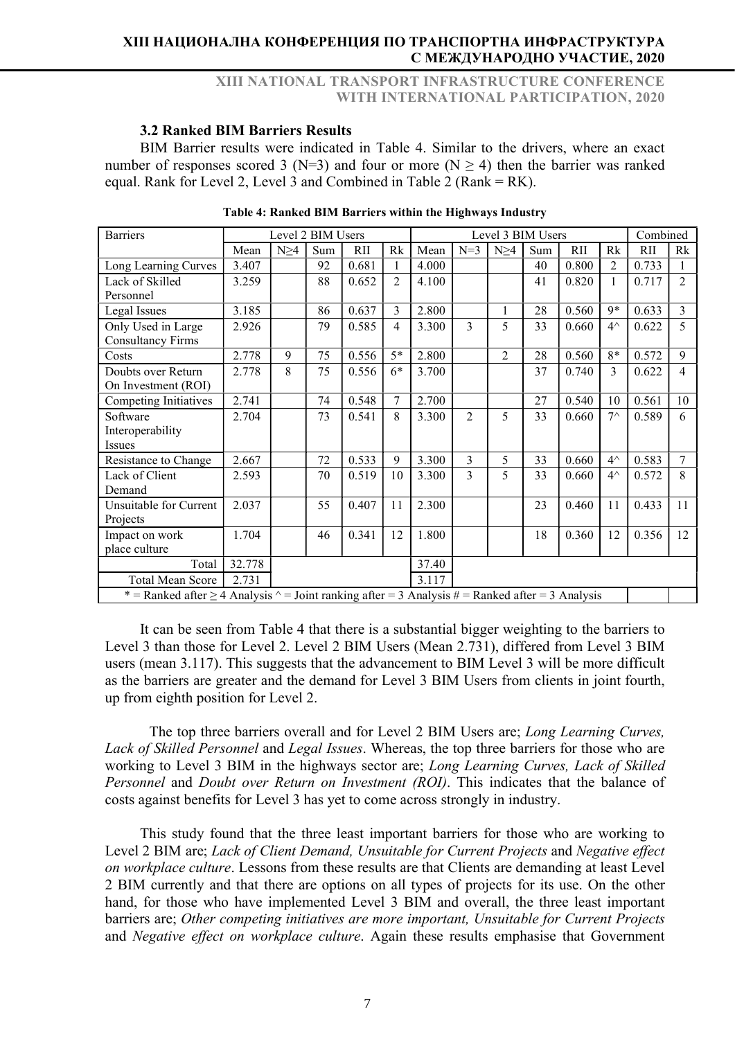### 3.2 Ranked BIM Barriers Results

BIM Barrier results were indicated in Table 4. Similar to the drivers, where an exact number of responses scored 3 (N=3) and four or more (N ≥ 4) then the barrier was ranked equal. Rank for Level 2, Level 3 and Combined in Table 2 (Rank = RK).

**Table 4: Ranked BIM Barriers within the Highways Industry**

| Barriers | Level 2 BIM Users | | | | | Level 3 BIM Users | | | | | | Combined | |
|---|---|---|---|---|---|---|---|---|---|---|---|---|---|
| | Mean | N≥4 | Sum | RII | Rk | Mean | N=3 | N≥4 | Sum | RII | Rk | RII | Rk |
| Long Learning Curves | 3.407 | | 92 | 0.681 | 1 | 4.000 | | | 40 | 0.800 | 2 | 0.733 | 1 |
| Lack of Skilled Personnel | 3.259 | | 88 | 0.652 | 2 | 4.100 | | | 41 | 0.820 | 1 | 0.717 | 2 |
| Legal Issues | 3.185 | | 86 | 0.637 | 3 | 2.800 | | 1 | 28 | 0.560 | 9* | 0.633 | 3 |
| Only Used in Large Consultancy Firms | 2.926 | | 79 | 0.585 | 4 | 3.300 | 3 | 5 | 33 | 0.660 | 4^ | 0.622 | 5 |
| Costs | 2.778 | 9 | 75 | 0.556 | 5* | 2.800 | | 2 | 28 | 0.560 | 8* | 0.572 | 9 |
| Doubts over Return On Investment (ROI) | 2.778 | 8 | 75 | 0.556 | 6* | 3.700 | | | 37 | 0.740 | 3 | 0.622 | 4 |
| Competing Initiatives | 2.741 | | 74 | 0.548 | 7 | 2.700 | | | 27 | 0.540 | 10 | 0.561 | 10 |
| Software Interoperability Issues | 2.704 | | 73 | 0.541 | 8 | 3.300 | 2 | 5 | 33 | 0.660 | 7^ | 0.589 | 6 |
| Resistance to Change | 2.667 | | 72 | 0.533 | 9 | 3.300 | 3 | 5 | 33 | 0.660 | 4^ | 0.583 | 7 |
| Lack of Client Demand | 2.593 | | 70 | 0.519 | 10 | 3.300 | 3 | 5 | 33 | 0.660 | 4^ | 0.572 | 8 |
| Unsuitable for Current Projects | 2.037 | | 55 | 0.407 | 11 | 2.300 | | | 23 | 0.460 | 11 | 0.433 | 11 |
| Impact on work place culture | 1.704 | | 46 | 0.341 | 12 | 1.800 | | | 18 | 0.360 | 12 | 0.356 | 12 |
| Total | 32.778 | | | | | 37.40 | | | | | | | |
| Total Mean Score | 2.731 | | | | | 3.117 | | | | | | | |
| * = Ranked after ≥ 4 Analysis ^ = Joint ranking after = 3 Analysis # = Ranked after = 3 Analysis | | | | | | | | | | | | | |

It can be seen from Table 4 that there is a substantial bigger weighting to the barriers to Level 3 than those for Level 2. Level 2 BIM Users (Mean 2.731), differed from Level 3 BIM users (mean 3.117). This suggests that the advancement to BIM Level 3 will be more difficult as the barriers are greater and the demand for Level 3 BIM Users from clients in joint fourth, up from eighth position for Level 2.

The top three barriers overall and for Level 2 BIM Users are; *Long Learning Curves, Lack of Skilled Personnel* and *Legal Issues*. Whereas, the top three barriers for those who are working to Level 3 BIM in the highways sector are; *Long Learning Curves, Lack of Skilled Personnel* and *Doubt over Return on Investment (ROI)*. This indicates that the balance of costs against benefits for Level 3 has yet to come across strongly in industry.

This study found that the three least important barriers for those who are working to Level 2 BIM are; *Lack of Client Demand, Unsuitable for Current Projects* and *Negative effect on workplace culture*. Lessons from these results are that Clients are demanding at least Level 2 BIM currently and that there are options on all types of projects for its use. On the other hand, for those who have implemented Level 3 BIM and overall, the three least important barriers are; *Other competing initiatives are more important, Unsuitable for Current Projects* and *Negative effect on workplace culture*. Again these results emphasise that Government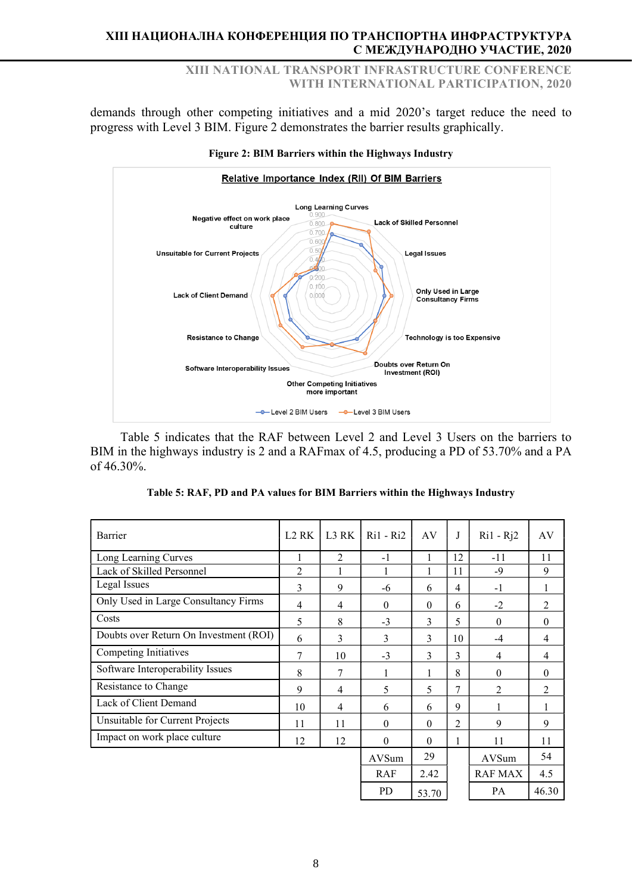demands through other competing initiatives and a mid 2020's target reduce the need to progress with Level 3 BIM. Figure 2 demonstrates the barrier results graphically.

**Figure 2: BIM Barriers within the Highways Industry**

Table 5 indicates that the RAF between Level 2 and Level 3 Users on the barriers to BIM in the highways industry is 2 and a RAFmax of 4.5, producing a PD of 53.70% and a PA of 46.30%.

**Table 5: RAF, PD and PA values for BIM Barriers within the Highways Industry**

| Barrier | L2 RK | L3 RK | Ri1 - Ri2 | AV | J | Ri1 - Rj2 | AV |
|---|---|---|---|---|---|---|---|
| Long Learning Curves | 1 | 2 | -1 | 1 | 12 | -11 | 11 |
| Lack of Skilled Personnel | 2 | 1 | 1 | 1 | 11 | -9 | 9 |
| Legal Issues | 3 | 9 | -6 | 6 | 4 | -1 | 1 |
| Only Used in Large Consultancy Firms | 4 | 4 | 0 | 0 | 6 | -2 | 2 |
| Costs | 5 | 8 | -3 | 3 | 5 | 0 | 0 |
| Doubts over Return On Investment (ROI) | 6 | 3 | 3 | 3 | 10 | -4 | 4 |
| Competing Initiatives | 7 | 10 | -3 | 3 | 3 | 4 | 4 |
| Software Interoperability Issues | 8 | 7 | 1 | 1 | 8 | 0 | 0 |
| Resistance to Change | 9 | 4 | 5 | 5 | 7 | 2 | 2 |
| Lack of Client Demand | 10 | 4 | 6 | 6 | 9 | 1 | 1 |
| Unsuitable for Current Projects | 11 | 11 | 0 | 0 | 2 | 9 | 9 |
| Impact on work place culture | 12 | 12 | 0 | 0 | 1 | 11 | 11 |
| | | | AVSum | 29 | | AVSum | 54 |
| | | | RAF | 2.42 | | RAF MAX | 4.5 |
| | | | PD | 53.70 | | PA | 46.30 |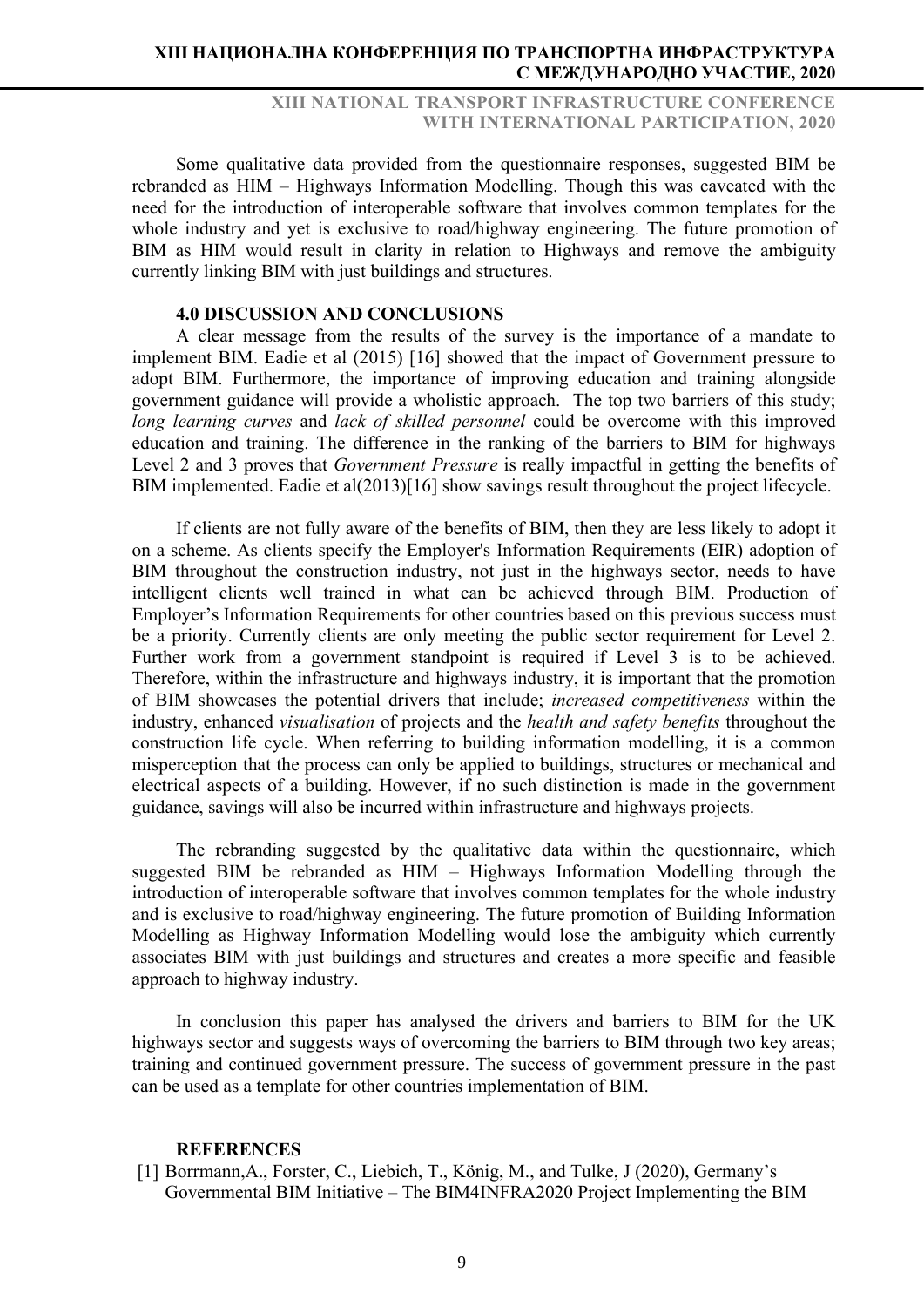Some qualitative data provided from the questionnaire responses, suggested BIM be rebranded as HIM – Highways Information Modelling. Though this was caveated with the need for the introduction of interoperable software that involves common templates for the whole industry and yet is exclusive to road/highway engineering. The future promotion of BIM as HIM would result in clarity in relation to Highways and remove the ambiguity currently linking BIM with just buildings and structures.

## 4.0 DISCUSSION AND CONCLUSIONS

A clear message from the results of the survey is the importance of a mandate to implement BIM. Eadie et al (2015) [16] showed that the impact of Government pressure to adopt BIM. Furthermore, the importance of improving education and training alongside government guidance will provide a wholistic approach. The top two barriers of this study; *long learning curves* and *lack of skilled personnel* could be overcome with this improved education and training. The difference in the ranking of the barriers to BIM for highways Level 2 and 3 proves that *Government Pressure* is really impactful in getting the benefits of BIM implemented. Eadie et al(2013)[16] show savings result throughout the project lifecycle.

If clients are not fully aware of the benefits of BIM, then they are less likely to adopt it on a scheme. As clients specify the Employer's Information Requirements (EIR) adoption of BIM throughout the construction industry, not just in the highways sector, needs to have intelligent clients well trained in what can be achieved through BIM. Production of Employer's Information Requirements for other countries based on this previous success must be a priority. Currently clients are only meeting the public sector requirement for Level 2. Further work from a government standpoint is required if Level 3 is to be achieved. Therefore, within the infrastructure and highways industry, it is important that the promotion of BIM showcases the potential drivers that include; *increased competitiveness* within the industry, enhanced *visualisation* of projects and the *health and safety benefits* throughout the construction life cycle. When referring to building information modelling, it is a common misperception that the process can only be applied to buildings, structures or mechanical and electrical aspects of a building. However, if no such distinction is made in the government guidance, savings will also be incurred within infrastructure and highways projects.

The rebranding suggested by the qualitative data within the questionnaire, which suggested BIM be rebranded as HIM – Highways Information Modelling through the introduction of interoperable software that involves common templates for the whole industry and is exclusive to road/highway engineering. The future promotion of Building Information Modelling as Highway Information Modelling would lose the ambiguity which currently associates BIM with just buildings and structures and creates a more specific and feasible approach to highway industry.

In conclusion this paper has analysed the drivers and barriers to BIM for the UK highways sector and suggests ways of overcoming the barriers to BIM through two key areas; training and continued government pressure. The success of government pressure in the past can be used as a template for other countries implementation of BIM.

## REFERENCES

[1] Borrmann,A., Forster, C., Liebich, T., König, M., and Tulke, J (2020), Germany's Governmental BIM Initiative – The BIM4INFRA2020 Project Implementing the BIM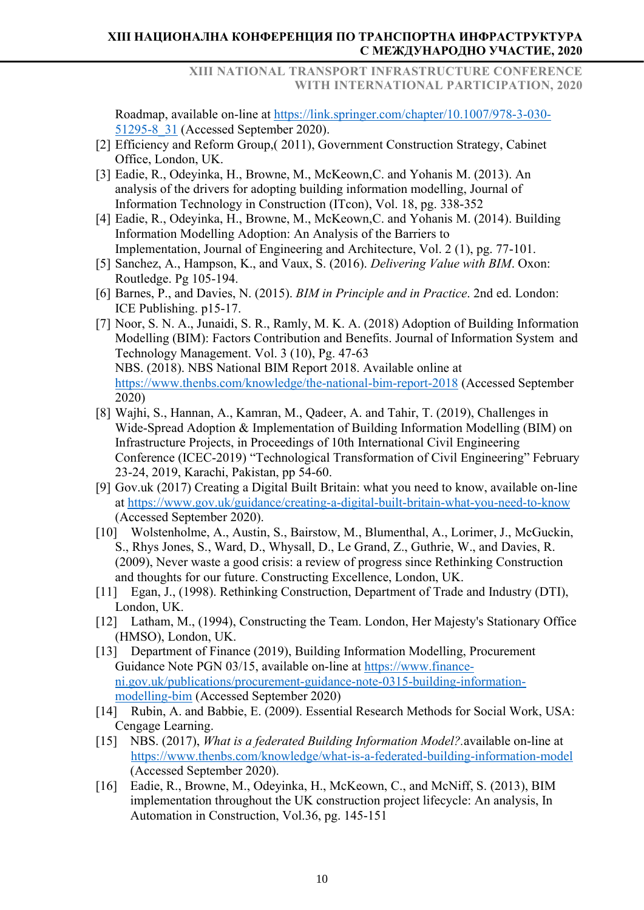Roadmap, available on-line at https://link.springer.com/chapter/10.1007/978-3-030-51295-8_31 (Accessed September 2020).

[2] Efficiency and Reform Group,( 2011), Government Construction Strategy, Cabinet Office, London, UK.

[3] Eadie, R., Odeyinka, H., Browne, M., McKeown,C. and Yohanis M. (2013). An analysis of the drivers for adopting building information modelling, Journal of Information Technology in Construction (ITcon), Vol. 18, pg. 338-352

[4] Eadie, R., Odeyinka, H., Browne, M., McKeown,C. and Yohanis M. (2014). Building Information Modelling Adoption: An Analysis of the Barriers to Implementation, Journal of Engineering and Architecture, Vol. 2 (1), pg. 77-101.

[5] Sanchez, A., Hampson, K., and Vaux, S. (2016). *Delivering Value with BIM*. Oxon: Routledge. Pg 105-194.

[6] Barnes, P., and Davies, N. (2015). *BIM in Principle and in Practice*. 2nd ed. London: ICE Publishing. p15-17.

[7] Noor, S. N. A., Junaidi, S. R., Ramly, M. K. A. (2018) Adoption of Building Information Modelling (BIM): Factors Contribution and Benefits. Journal of Information System and Technology Management. Vol. 3 (10), Pg. 47-63
NBS. (2018). NBS National BIM Report 2018. Available online at https://www.thenbs.com/knowledge/the-national-bim-report-2018 (Accessed September 2020)

[8] Wajhi, S., Hannan, A., Kamran, M., Qadeer, A. and Tahir, T. (2019), Challenges in Wide-Spread Adoption & Implementation of Building Information Modelling (BIM) on Infrastructure Projects, in Proceedings of 10th International Civil Engineering Conference (ICEC-2019) "Technological Transformation of Civil Engineering" February 23-24, 2019, Karachi, Pakistan, pp 54-60.

[9] Gov.uk (2017) Creating a Digital Built Britain: what you need to know, available on-line at https://www.gov.uk/guidance/creating-a-digital-built-britain-what-you-need-to-know (Accessed September 2020).

[10] Wolstenholme, A., Austin, S., Bairstow, M., Blumenthal, A., Lorimer, J., McGuckin, S., Rhys Jones, S., Ward, D., Whysall, D., Le Grand, Z., Guthrie, W., and Davies, R. (2009), Never waste a good crisis: a review of progress since Rethinking Construction and thoughts for our future. Constructing Excellence, London, UK.

[11] Egan, J., (1998). Rethinking Construction, Department of Trade and Industry (DTI), London, UK.

[12] Latham, M., (1994), Constructing the Team. London, Her Majesty's Stationary Office (HMSO), London, UK.

[13] Department of Finance (2019), Building Information Modelling, Procurement Guidance Note PGN 03/15, available on-line at https://www.finance-ni.gov.uk/publications/procurement-guidance-note-0315-building-information-modelling-bim (Accessed September 2020)

[14] Rubin, A. and Babbie, E. (2009). Essential Research Methods for Social Work, USA: Cengage Learning.

[15] NBS. (2017), *What is a federated Building Information Model?*.available on-line at https://www.thenbs.com/knowledge/what-is-a-federated-building-information-model (Accessed September 2020).

[16] Eadie, R., Browne, M., Odeyinka, H., McKeown, C., and McNiff, S. (2013), BIM implementation throughout the UK construction project lifecycle: An analysis, In Automation in Construction, Vol.36, pg. 145-151